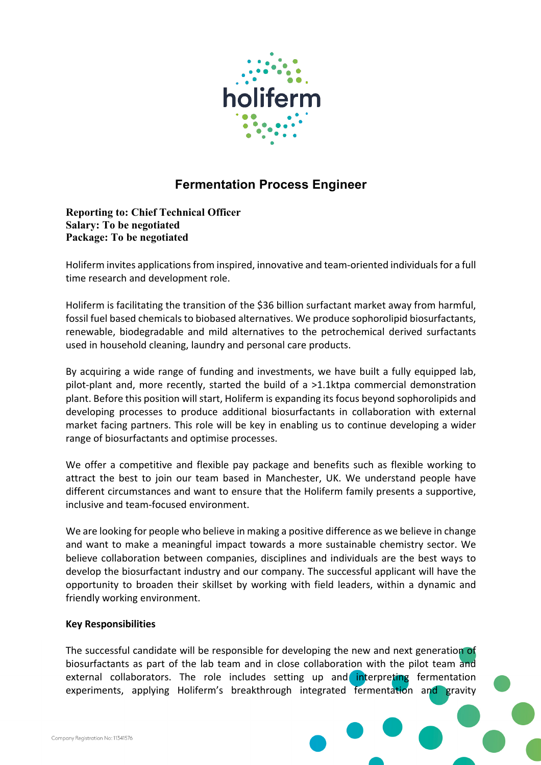# Fermentation Process Engineer

**Reporting to: Chief Technical Officer**
**Salary: To be negotiated**
**Package: To be negotiated**

Holiferm invites applications from inspired, innovative and team-oriented individuals for a full time research and development role.

Holiferm is facilitating the transition of the $36 billion surfactant market away from harmful, fossil fuel based chemicals to biobased alternatives. We produce sophorolipid biosurfactants, renewable, biodegradable and mild alternatives to the petrochemical derived surfactants used in household cleaning, laundry and personal care products.

By acquiring a wide range of funding and investments, we have built a fully equipped lab, pilot-plant and, more recently, started the build of a >1.1ktpa commercial demonstration plant. Before this position will start, Holiferm is expanding its focus beyond sophorolipids and developing processes to produce additional biosurfactants in collaboration with external market facing partners. This role will be key in enabling us to continue developing a wider range of biosurfactants and optimise processes.

We offer a competitive and flexible pay package and benefits such as flexible working to attract the best to join our team based in Manchester, UK. We understand people have different circumstances and want to ensure that the Holiferm family presents a supportive, inclusive and team-focused environment.

We are looking for people who believe in making a positive difference as we believe in change and want to make a meaningful impact towards a more sustainable chemistry sector. We believe collaboration between companies, disciplines and individuals are the best ways to develop the biosurfactant industry and our company. The successful applicant will have the opportunity to broaden their skillset by working with field leaders, within a dynamic and friendly working environment.

**Key Responsibilities**

The successful candidate will be responsible for developing the new and next generation of biosurfactants as part of the lab team and in close collaboration with the pilot team and external collaborators. The role includes setting up and interpreting fermentation experiments, applying Holiferm's breakthrough integrated fermentation and gravity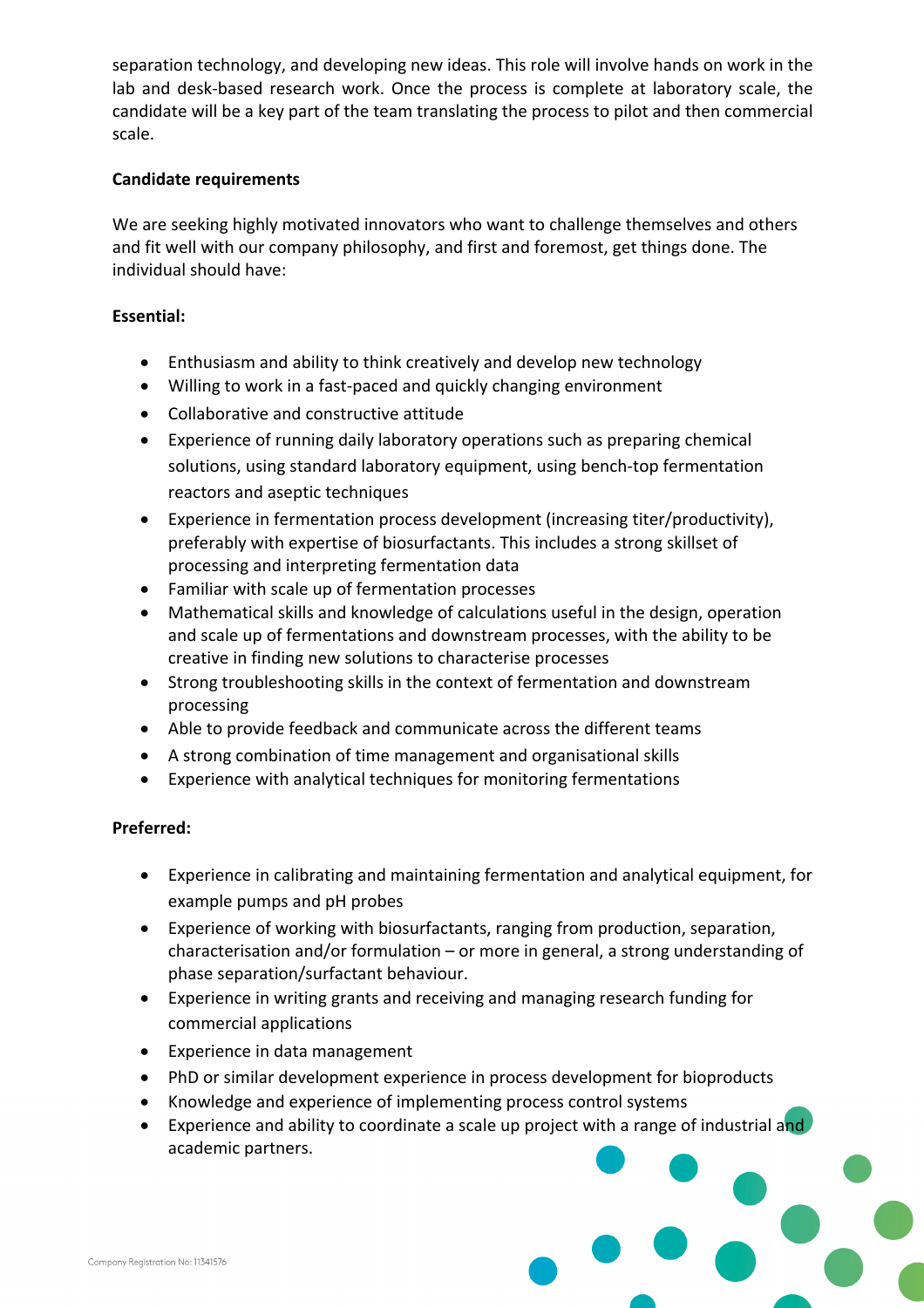separation technology, and developing new ideas. This role will involve hands on work in the lab and desk-based research work. Once the process is complete at laboratory scale, the candidate will be a key part of the team translating the process to pilot and then commercial scale.

**Candidate requirements**

We are seeking highly motivated innovators who want to challenge themselves and others and fit well with our company philosophy, and first and foremost, get things done. The individual should have:

**Essential:**

- Enthusiasm and ability to think creatively and develop new technology
- Willing to work in a fast-paced and quickly changing environment
- Collaborative and constructive attitude
- Experience of running daily laboratory operations such as preparing chemical solutions, using standard laboratory equipment, using bench-top fermentation reactors and aseptic techniques
- Experience in fermentation process development (increasing titer/productivity), preferably with expertise of biosurfactants. This includes a strong skillset of processing and interpreting fermentation data
- Familiar with scale up of fermentation processes
- Mathematical skills and knowledge of calculations useful in the design, operation and scale up of fermentations and downstream processes, with the ability to be creative in finding new solutions to characterise processes
- Strong troubleshooting skills in the context of fermentation and downstream processing
- Able to provide feedback and communicate across the different teams
- A strong combination of time management and organisational skills
- Experience with analytical techniques for monitoring fermentations

**Preferred:**

- Experience in calibrating and maintaining fermentation and analytical equipment, for example pumps and pH probes
- Experience of working with biosurfactants, ranging from production, separation, characterisation and/or formulation – or more in general, a strong understanding of phase separation/surfactant behaviour.
- Experience in writing grants and receiving and managing research funding for commercial applications
- Experience in data management
- PhD or similar development experience in process development for bioproducts
- Knowledge and experience of implementing process control systems
- Experience and ability to coordinate a scale up project with a range of industrial and academic partners.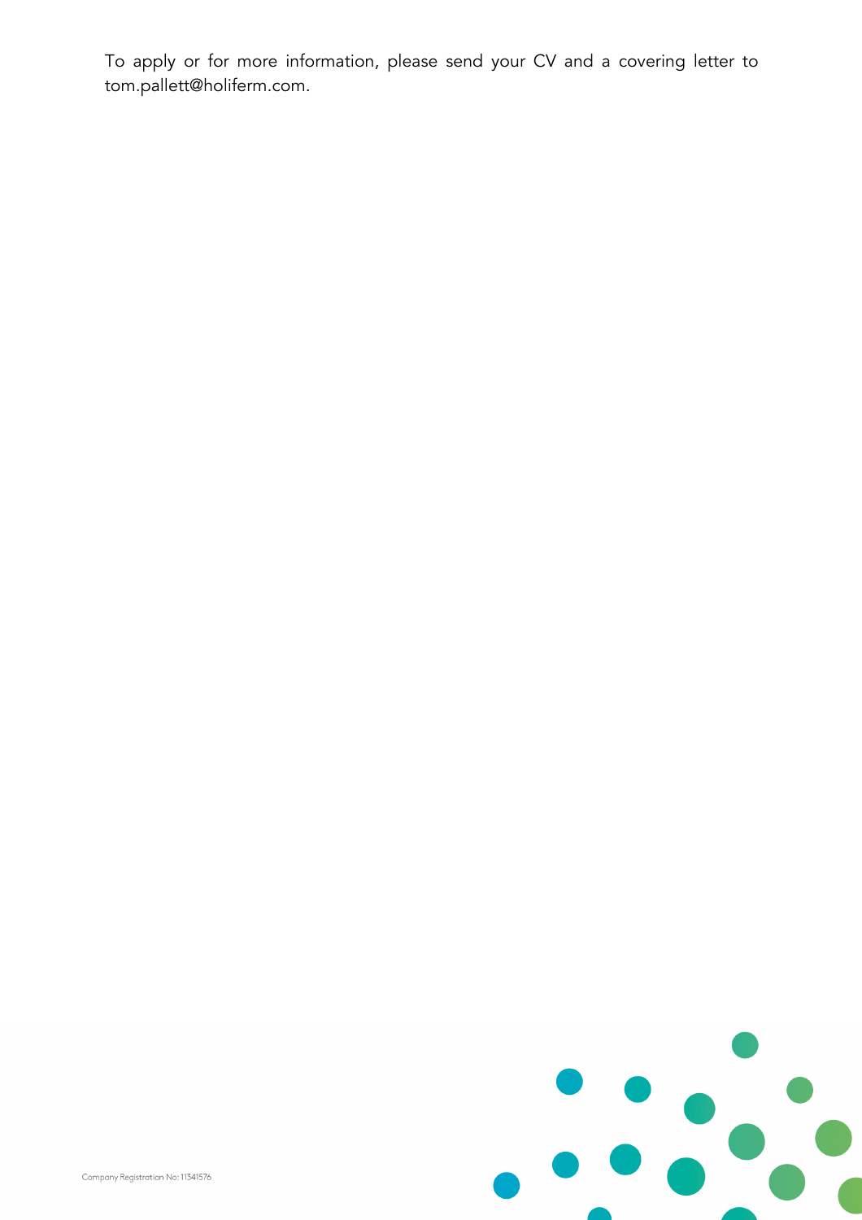To apply or for more information, please send your CV and a covering letter to tom.pallett@holiferm.com.